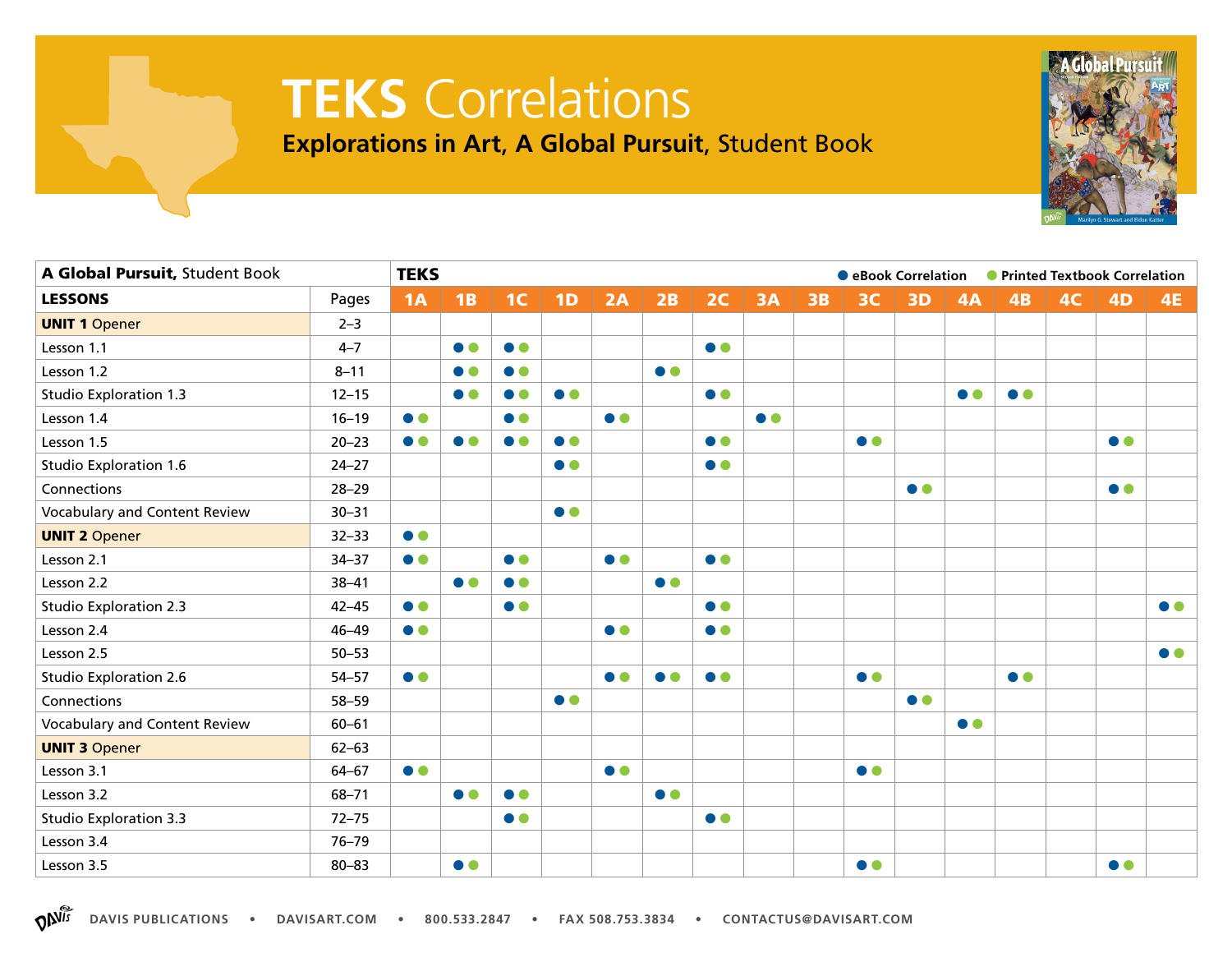# TEKS Correlations

## **Explorations in Art, A Global Pursuit,** Student Book

● eBook Correlation ● Printed Textbook Correlation

| **A Global Pursuit,** Student Book | | **TEKS** | | | | | | | | | | | | | | | |
|---|---|---|---|---|---|---|---|---|---|---|---|---|---|---|---|---|---|
| **LESSONS** | Pages | 1A | 1B | 1C | 1D | 2A | 2B | 2C | 3A | 3B | 3C | 3D | 4A | 4B | 4C | 4D | 4E |
| **UNIT 1** Opener | 2–3 | | | | | | | | | | | | | | | | |
| Lesson 1.1 | 4–7 | | ●● | ●● | | | | ●● | | | | | | | | | |
| Lesson 1.2 | 8–11 | | ●● | ●● | | | ●● | | | | | | | | | | |
| Studio Exploration 1.3 | 12–15 | | ●● | ●● | ●● | | | ●● | | | | | ●● | ●● | | | |
| Lesson 1.4 | 16–19 | ●● | | ●● | | ●● | | | ●● | | | | | | | | |
| Lesson 1.5 | 20–23 | ●● | ●● | ●● | ●● | | | ●● | | | ●● | | | | | ●● | |
| Studio Exploration 1.6 | 24–27 | | | | ●● | | | ●● | | | | | | | | | |
| Connections | 28–29 | | | | | | | | | | | ●● | | | | ●● | |
| Vocabulary and Content Review | 30–31 | | | | ●● | | | | | | | | | | | | |
| **UNIT 2** Opener | 32–33 | ●● | | | | | | | | | | | | | | | |
| Lesson 2.1 | 34–37 | ●● | | ●● | | ●● | | ●● | | | | | | | | | |
| Lesson 2.2 | 38–41 | | ●● | ●● | | | ●● | | | | | | | | | | |
| Studio Exploration 2.3 | 42–45 | ●● | | ●● | | | | ●● | | | | | | | | | ●● |
| Lesson 2.4 | 46–49 | ●● | | | | ●● | | ●● | | | | | | | | | |
| Lesson 2.5 | 50–53 | | | | | | | | | | | | | | | | ●● |
| Studio Exploration 2.6 | 54–57 | ●● | | | | ●● | ●● | ●● | | | ●● | | | ●● | | | |
| Connections | 58–59 | | | | ●● | | | | | | | ●● | | | | | |
| Vocabulary and Content Review | 60–61 | | | | | | | | | | | | ●● | | | | |
| **UNIT 3** Opener | 62–63 | | | | | | | | | | | | | | | | |
| Lesson 3.1 | 64–67 | ●● | | | | ●● | | | | | ●● | | | | | | |
| Lesson 3.2 | 68–71 | | ●● | ●● | | | ●● | | | | | | | | | | |
| Studio Exploration 3.3 | 72–75 | | | ●● | | | | ●● | | | | | | | | | |
| Lesson 3.4 | 76–79 | | | | | | | | | | | | | | | | |
| Lesson 3.5 | 80–83 | | ●● | | | | | | | | ●● | | | | | ●● | |

DAVIS PUBLICATIONS • DAVISART.COM • 800.533.2847 • FAX 508.753.3834 • CONTACTUS@DAVISART.COM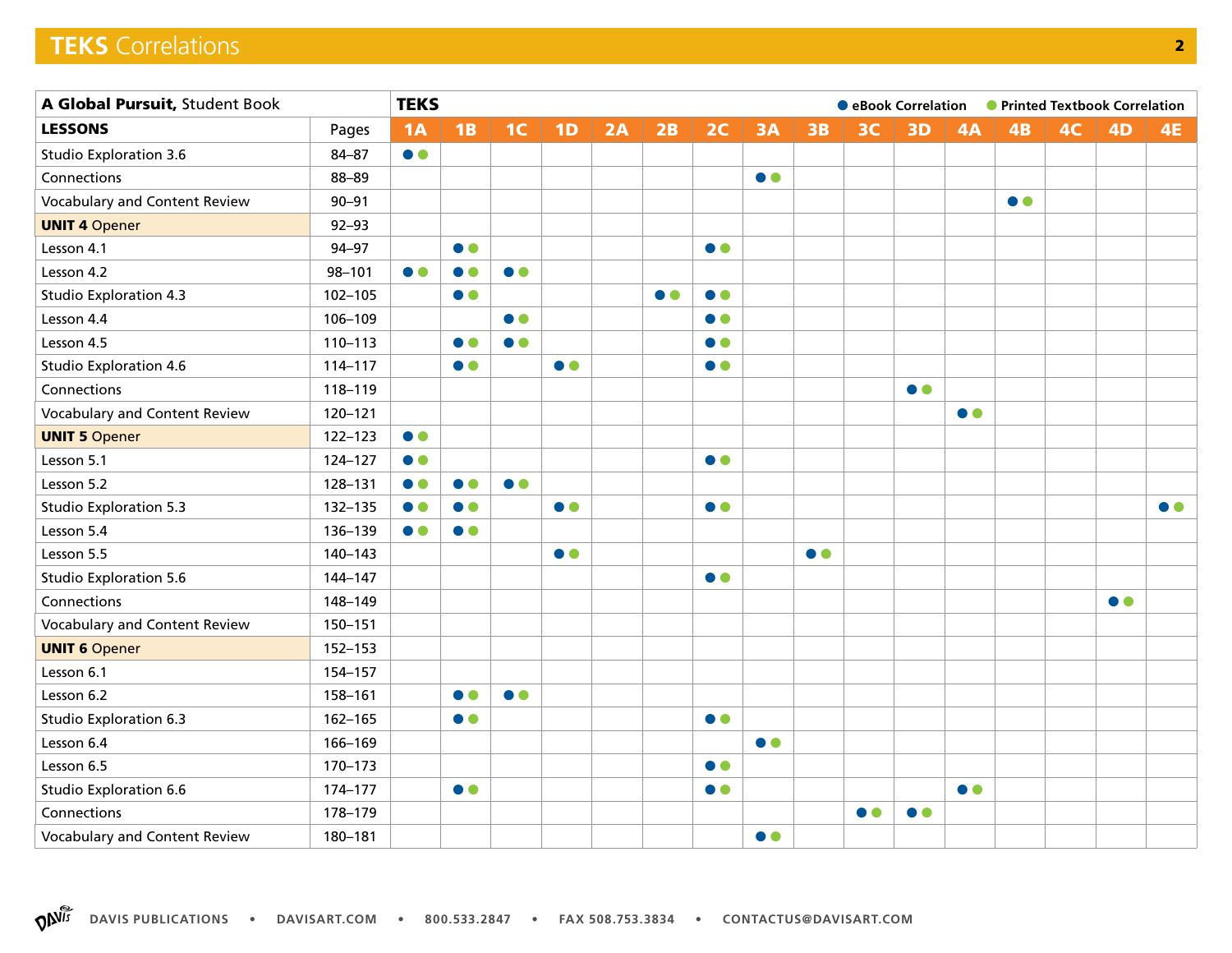## TEKS Correlations

| A Global Pursuit, Student Book | | TEKS | | | | | | | | | | | | | | | |
|---|---|---|---|---|---|---|---|---|---|---|---|---|---|---|---|---|---|
| **LESSONS** | Pages | **1A** | **1B** | **1C** | **1D** | **2A** | **2B** | **2C** | **3A** | **3B** | **3C** | **3D** | **4A** | **4B** | **4C** | **4D** | **4E** |
| Studio Exploration 3.6 | 84–87 | ●● | | | | | | | | | | | | | | | |
| Connections | 88–89 | | | | | | | | ●● | | | | | | | | |
| Vocabulary and Content Review | 90–91 | | | | | | | | | | | | | ●● | | | |
| **UNIT 4** Opener | 92–93 | | | | | | | | | | | | | | | | |
| Lesson 4.1 | 94–97 | | ●● | | | | | ●● | | | | | | | | | |
| Lesson 4.2 | 98–101 | ●● | ●● | ●● | | | | | | | | | | | | | |
| Studio Exploration 4.3 | 102–105 | | ●● | | | | ●● | ●● | | | | | | | | | |
| Lesson 4.4 | 106–109 | | | ●● | | | | ●● | | | | | | | | | |
| Lesson 4.5 | 110–113 | | ●● | ●● | | | | ●● | | | | | | | | | |
| Studio Exploration 4.6 | 114–117 | | ●● | | ●● | | | ●● | | | | | | | | | |
| Connections | 118–119 | | | | | | | | | | | ●● | | | | | |
| Vocabulary and Content Review | 120–121 | | | | | | | | | | | | ●● | | | | |
| **UNIT 5** Opener | 122–123 | ●● | | | | | | | | | | | | | | | |
| Lesson 5.1 | 124–127 | ●● | | | | | | ●● | | | | | | | | | |
| Lesson 5.2 | 128–131 | ●● | ●● | ●● | | | | | | | | | | | | | |
| Studio Exploration 5.3 | 132–135 | ●● | ●● | | ●● | | | ●● | | | | | | | | | ●● |
| Lesson 5.4 | 136–139 | ●● | ●● | | | | | | | | | | | | | | |
| Lesson 5.5 | 140–143 | | | | ●● | | | | | ●● | | | | | | | |
| Studio Exploration 5.6 | 144–147 | | | | | | | ●● | | | | | | | | | |
| Connections | 148–149 | | | | | | | | | | | | | | | ●● | |
| Vocabulary and Content Review | 150–151 | | | | | | | | | | | | | | | | |
| **UNIT 6** Opener | 152–153 | | | | | | | | | | | | | | | | |
| Lesson 6.1 | 154–157 | | | | | | | | | | | | | | | | |
| Lesson 6.2 | 158–161 | | ●● | ●● | | | | | | | | | | | | | |
| Studio Exploration 6.3 | 162–165 | | ●● | | | | | ●● | | | | | | | | | |
| Lesson 6.4 | 166–169 | | | | | | | | ●● | | | | | | | | |
| Lesson 6.5 | 170–173 | | | | | | | ●● | | | | | | | | | |
| Studio Exploration 6.6 | 174–177 | | ●● | | | | | ●● | | | | | ●● | | | | |
| Connections | 178–179 | | | | | | | | | | ●● | ●● | | | | | |
| Vocabulary and Content Review | 180–181 | | | | | | | | ●● | | | | | | | | |

● eBook Correlation ● Printed Textbook Correlation

DAVIS PUBLICATIONS • DAVISART.COM • 800.533.2847 • FAX 508.753.3834 • CONTACTUS@DAVISART.COM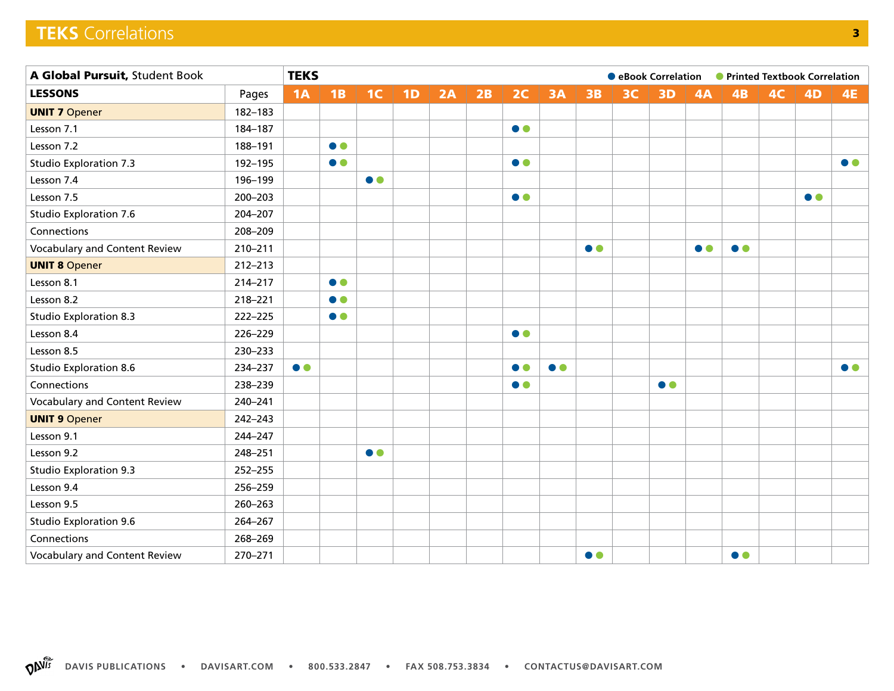# TEKS Correlations

| *A Global Pursuit*, Student Book | | TEKS | | | | | | | | | | | | | | | |
|---|---|---|---|---|---|---|---|---|---|---|---|---|---|---|---|---|---|
| **LESSONS** | Pages | 1A | 1B | 1C | 1D | 2A | 2B | 2C | 3A | 3B | 3C | 3D | 4A | 4B | 4C | 4D | 4E |
| **UNIT 7** Opener | 182–183 | | | | | | | | | | | | | | | | |
| Lesson 7.1 | 184–187 | | | | | | | ●● | | | | | | | | | |
| Lesson 7.2 | 188–191 | | ●● | | | | | | | | | | | | | | |
| Studio Exploration 7.3 | 192–195 | | ●● | | | | | ●● | | | | | | | | | ●● |
| Lesson 7.4 | 196–199 | | | ●● | | | | | | | | | | | | | |
| Lesson 7.5 | 200–203 | | | | | | | ●● | | | | | | | | ●● | |
| Studio Exploration 7.6 | 204–207 | | | | | | | | | | | | | | | | |
| Connections | 208–209 | | | | | | | | | | | | | | | | |
| Vocabulary and Content Review | 210–211 | | | | | | | | | ●● | | | ●● | ●● | | | |
| **UNIT 8** Opener | 212–213 | | | | | | | | | | | | | | | | |
| Lesson 8.1 | 214–217 | | ●● | | | | | | | | | | | | | | |
| Lesson 8.2 | 218–221 | | ●● | | | | | | | | | | | | | | |
| Studio Exploration 8.3 | 222–225 | | ●● | | | | | | | | | | | | | | |
| Lesson 8.4 | 226–229 | | | | | | | ●● | | | | | | | | | |
| Lesson 8.5 | 230–233 | | | | | | | | | | | | | | | | |
| Studio Exploration 8.6 | 234–237 | ●● | | | | | | ●● | ●● | | | | | | | | ●● |
| Connections | 238–239 | | | | | | | ●● | | | | ●● | | | | | |
| Vocabulary and Content Review | 240–241 | | | | | | | | | | | | | | | | |
| **UNIT 9** Opener | 242–243 | | | | | | | | | | | | | | | | |
| Lesson 9.1 | 244–247 | | | | | | | | | | | | | | | | |
| Lesson 9.2 | 248–251 | | | ●● | | | | | | | | | | | | | |
| Studio Exploration 9.3 | 252–255 | | | | | | | | | | | | | | | | |
| Lesson 9.4 | 256–259 | | | | | | | | | | | | | | | | |
| Lesson 9.5 | 260–263 | | | | | | | | | | | | | | | | |
| Studio Exploration 9.6 | 264–267 | | | | | | | | | | | | | | | | |
| Connections | 268–269 | | | | | | | | | | | | | | | | |
| Vocabulary and Content Review | 270–271 | | | | | | | | | ●● | | | | ●● | | | |

● eBook Correlation ● Printed Textbook Correlation

DAVIS PUBLICATIONS • DAVISART.COM • 800.533.2847 • FAX 508.753.3834 • CONTACTUS@DAVISART.COM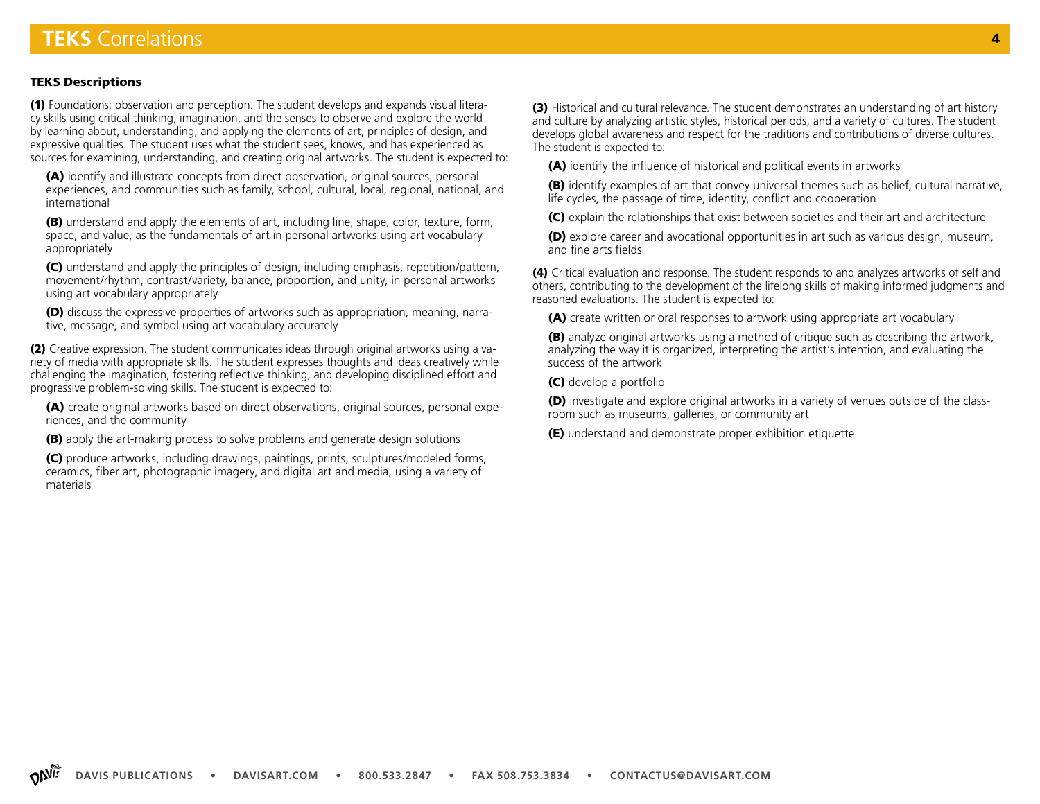# **TEKS** Correlations

### TEKS Descriptions

**(1)** Foundations: observation and perception. The student develops and expands visual literacy skills using critical thinking, imagination, and the senses to observe and explore the world by learning about, understanding, and applying the elements of art, principles of design, and expressive qualities. The student uses what the student sees, knows, and has experienced as sources for examining, understanding, and creating original artworks. The student is expected to:

- **(A)** identify and illustrate concepts from direct observation, original sources, personal experiences, and communities such as family, school, cultural, local, regional, national, and international
- **(B)** understand and apply the elements of art, including line, shape, color, texture, form, space, and value, as the fundamentals of art in personal artworks using art vocabulary appropriately
- **(C)** understand and apply the principles of design, including emphasis, repetition/pattern, movement/rhythm, contrast/variety, balance, proportion, and unity, in personal artworks using art vocabulary appropriately
- **(D)** discuss the expressive properties of artworks such as appropriation, meaning, narrative, message, and symbol using art vocabulary accurately

**(2)** Creative expression. The student communicates ideas through original artworks using a variety of media with appropriate skills. The student expresses thoughts and ideas creatively while challenging the imagination, fostering reflective thinking, and developing disciplined effort and progressive problem-solving skills. The student is expected to:

- **(A)** create original artworks based on direct observations, original sources, personal experiences, and the community
- **(B)** apply the art-making process to solve problems and generate design solutions
- **(C)** produce artworks, including drawings, paintings, prints, sculptures/modeled forms, ceramics, fiber art, photographic imagery, and digital art and media, using a variety of materials

**(3)** Historical and cultural relevance. The student demonstrates an understanding of art history and culture by analyzing artistic styles, historical periods, and a variety of cultures. The student develops global awareness and respect for the traditions and contributions of diverse cultures. The student is expected to:

- **(A)** identify the influence of historical and political events in artworks
- **(B)** identify examples of art that convey universal themes such as belief, cultural narrative, life cycles, the passage of time, identity, conflict and cooperation
- **(C)** explain the relationships that exist between societies and their art and architecture
- **(D)** explore career and avocational opportunities in art such as various design, museum, and fine arts fields

**(4)** Critical evaluation and response. The student responds to and analyzes artworks of self and others, contributing to the development of the lifelong skills of making informed judgments and reasoned evaluations. The student is expected to:

- **(A)** create written or oral responses to artwork using appropriate art vocabulary
- **(B)** analyze original artworks using a method of critique such as describing the artwork, analyzing the way it is organized, interpreting the artist's intention, and evaluating the success of the artwork
- **(C)** develop a portfolio
- **(D)** investigate and explore original artworks in a variety of venues outside of the classroom such as museums, galleries, or community art
- **(E)** understand and demonstrate proper exhibition etiquette